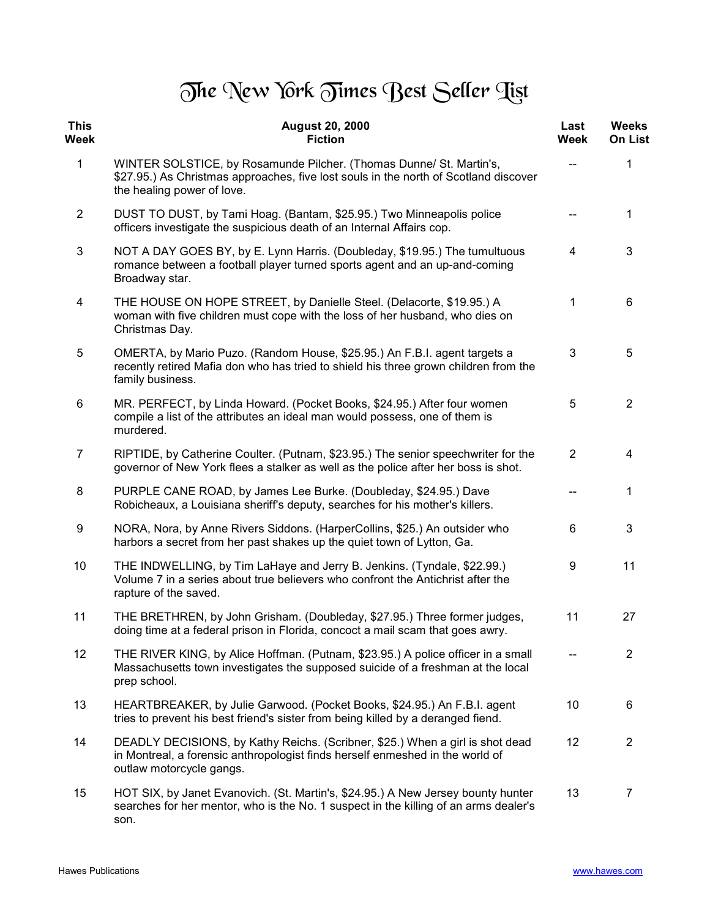# The New York Times Best Seller List

| This Week | August 20, 2000<br>Fiction | Last Week | Weeks On List |
|---|---|---|---|
| 1 | WINTER SOLSTICE, by Rosamunde Pilcher. (Thomas Dunne/ St. Martin's, $27.95.) As Christmas approaches, five lost souls in the north of Scotland discover the healing power of love. | -- | 1 |
| 2 | DUST TO DUST, by Tami Hoag. (Bantam, $25.95.) Two Minneapolis police officers investigate the suspicious death of an Internal Affairs cop. | -- | 1 |
| 3 | NOT A DAY GOES BY, by E. Lynn Harris. (Doubleday, $19.95.) The tumultuous romance between a football player turned sports agent and an up-and-coming Broadway star. | 4 | 3 |
| 4 | THE HOUSE ON HOPE STREET, by Danielle Steel. (Delacorte, $19.95.) A woman with five children must cope with the loss of her husband, who dies on Christmas Day. | 1 | 6 |
| 5 | OMERTA, by Mario Puzo. (Random House, $25.95.) An F.B.I. agent targets a recently retired Mafia don who has tried to shield his three grown children from the family business. | 3 | 5 |
| 6 | MR. PERFECT, by Linda Howard. (Pocket Books, $24.95.) After four women compile a list of the attributes an ideal man would possess, one of them is murdered. | 5 | 2 |
| 7 | RIPTIDE, by Catherine Coulter. (Putnam, $23.95.) The senior speechwriter for the governor of New York flees a stalker as well as the police after her boss is shot. | 2 | 4 |
| 8 | PURPLE CANE ROAD, by James Lee Burke. (Doubleday, $24.95.) Dave Robicheaux, a Louisiana sheriff's deputy, searches for his mother's killers. | -- | 1 |
| 9 | NORA, Nora, by Anne Rivers Siddons. (HarperCollins, $25.) An outsider who harbors a secret from her past shakes up the quiet town of Lytton, Ga. | 6 | 3 |
| 10 | THE INDWELLING, by Tim LaHaye and Jerry B. Jenkins. (Tyndale, $22.99.) Volume 7 in a series about true believers who confront the Antichrist after the rapture of the saved. | 9 | 11 |
| 11 | THE BRETHREN, by John Grisham. (Doubleday, $27.95.) Three former judges, doing time at a federal prison in Florida, concoct a mail scam that goes awry. | 11 | 27 |
| 12 | THE RIVER KING, by Alice Hoffman. (Putnam, $23.95.) A police officer in a small Massachusetts town investigates the supposed suicide of a freshman at the local prep school. | -- | 2 |
| 13 | HEARTBREAKER, by Julie Garwood. (Pocket Books, $24.95.) An F.B.I. agent tries to prevent his best friend's sister from being killed by a deranged fiend. | 10 | 6 |
| 14 | DEADLY DECISIONS, by Kathy Reichs. (Scribner, $25.) When a girl is shot dead in Montreal, a forensic anthropologist finds herself enmeshed in the world of outlaw motorcycle gangs. | 12 | 2 |
| 15 | HOT SIX, by Janet Evanovich. (St. Martin's, $24.95.) A New Jersey bounty hunter searches for her mentor, who is the No. 1 suspect in the killing of an arms dealer's son. | 13 | 7 |

Hawes Publications www.hawes.com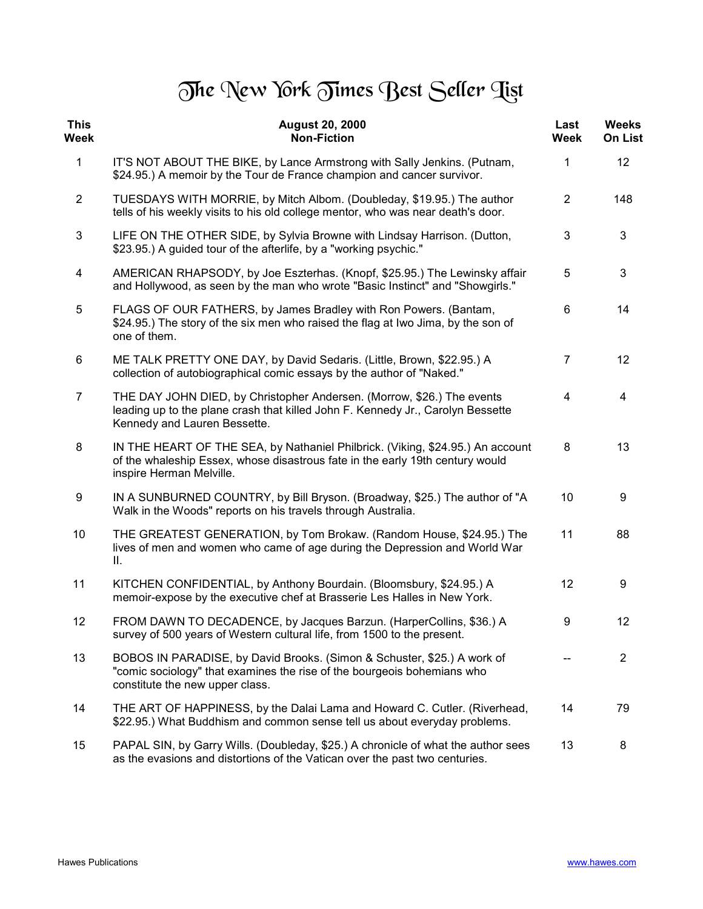# The New York Times Best Seller List

| This Week | August 20, 2000<br>Non-Fiction | Last Week | Weeks On List |
|---|---|---|---|
| 1 | IT'S NOT ABOUT THE BIKE, by Lance Armstrong with Sally Jenkins. (Putnam, $24.95.) A memoir by the Tour de France champion and cancer survivor. | 1 | 12 |
| 2 | TUESDAYS WITH MORRIE, by Mitch Albom. (Doubleday, $19.95.) The author tells of his weekly visits to his old college mentor, who was near death's door. | 2 | 148 |
| 3 | LIFE ON THE OTHER SIDE, by Sylvia Browne with Lindsay Harrison. (Dutton, $23.95.) A guided tour of the afterlife, by a "working psychic." | 3 | 3 |
| 4 | AMERICAN RHAPSODY, by Joe Eszterhas. (Knopf, $25.95.) The Lewinsky affair and Hollywood, as seen by the man who wrote "Basic Instinct" and "Showgirls." | 5 | 3 |
| 5 | FLAGS OF OUR FATHERS, by James Bradley with Ron Powers. (Bantam, $24.95.) The story of the six men who raised the flag at Iwo Jima, by the son of one of them. | 6 | 14 |
| 6 | ME TALK PRETTY ONE DAY, by David Sedaris. (Little, Brown, $22.95.) A collection of autobiographical comic essays by the author of "Naked." | 7 | 12 |
| 7 | THE DAY JOHN DIED, by Christopher Andersen. (Morrow, $26.) The events leading up to the plane crash that killed John F. Kennedy Jr., Carolyn Bessette Kennedy and Lauren Bessette. | 4 | 4 |
| 8 | IN THE HEART OF THE SEA, by Nathaniel Philbrick. (Viking, $24.95.) An account of the whaleship Essex, whose disastrous fate in the early 19th century would inspire Herman Melville. | 8 | 13 |
| 9 | IN A SUNBURNED COUNTRY, by Bill Bryson. (Broadway, $25.) The author of "A Walk in the Woods" reports on his travels through Australia. | 10 | 9 |
| 10 | THE GREATEST GENERATION, by Tom Brokaw. (Random House, $24.95.) The lives of men and women who came of age during the Depression and World War II. | 11 | 88 |
| 11 | KITCHEN CONFIDENTIAL, by Anthony Bourdain. (Bloomsbury, $24.95.) A memoir-expose by the executive chef at Brasserie Les Halles in New York. | 12 | 9 |
| 12 | FROM DAWN TO DECADENCE, by Jacques Barzun. (HarperCollins, $36.) A survey of 500 years of Western cultural life, from 1500 to the present. | 9 | 12 |
| 13 | BOBOS IN PARADISE, by David Brooks. (Simon & Schuster, $25.) A work of "comic sociology" that examines the rise of the bourgeois bohemians who constitute the new upper class. | -- | 2 |
| 14 | THE ART OF HAPPINESS, by the Dalai Lama and Howard C. Cutler. (Riverhead, $22.95.) What Buddhism and common sense tell us about everyday problems. | 14 | 79 |
| 15 | PAPAL SIN, by Garry Wills. (Doubleday, $25.) A chronicle of what the author sees as the evasions and distortions of the Vatican over the past two centuries. | 13 | 8 |